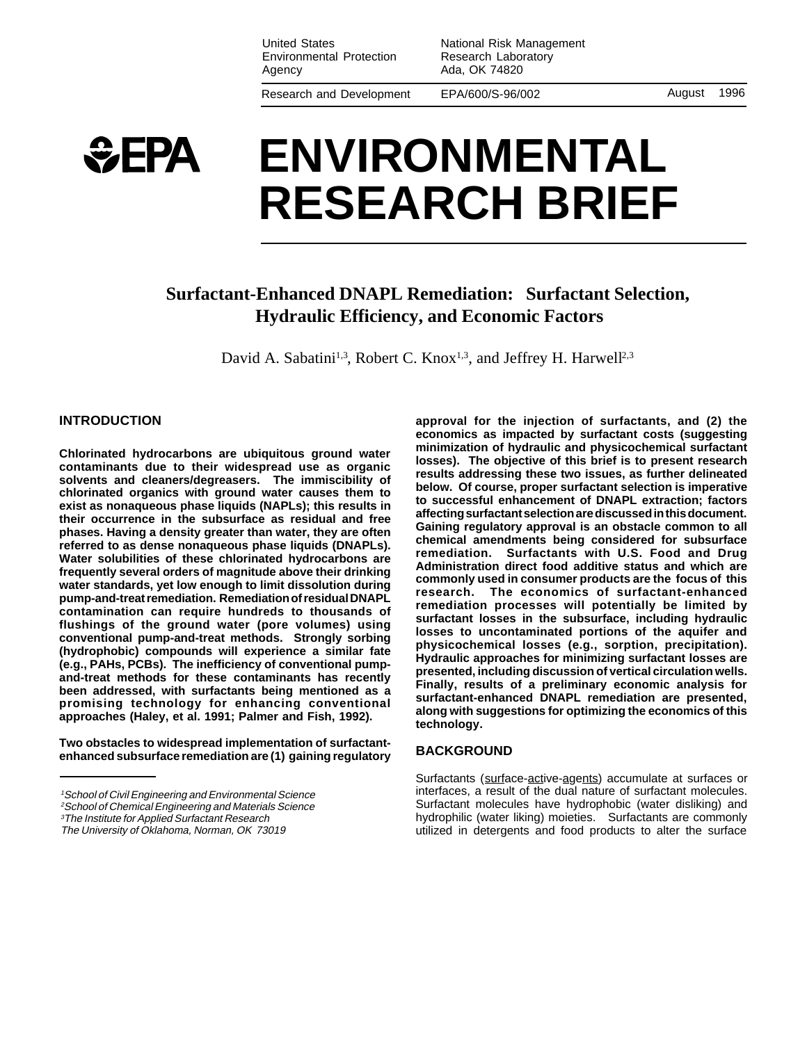United States Environmental Protection Agency

National Risk Management Research Laboratory
Ada, OK 74820

Research and Development EPA/600/S-96/002 August 1996

# ENVIRONMENTAL RESEARCH BRIEF

## Surfactant-Enhanced DNAPL Remediation: Surfactant Selection, Hydraulic Efficiency, and Economic Factors

David A. Sabatini[1,3], Robert C. Knox[1,3], and Jeffrey H. Harwell[2,3]

### INTRODUCTION

**Chlorinated hydrocarbons are ubiquitous ground water contaminants due to their widespread use as organic solvents and cleaners/degreasers. The immiscibility of chlorinated organics with ground water causes them to exist as nonaqueous phase liquids (NAPLs); this results in their occurrence in the subsurface as residual and free phases. Having a density greater than water, they are often referred to as dense nonaqueous phase liquids (DNAPLs). Water solubilities of these chlorinated hydrocarbons are frequently several orders of magnitude above their drinking water standards, yet low enough to limit dissolution during pump-and-treat remediation. Remediation of residual DNAPL contamination can require hundreds to thousands of flushings of the ground water (pore volumes) using conventional pump-and-treat methods. Strongly sorbing (hydrophobic) compounds will experience a similar fate (e.g., PAHs, PCBs). The inefficiency of conventional pump-and-treat methods for these contaminants has recently been addressed, with surfactants being mentioned as a promising technology for enhancing conventional approaches (Haley, et al. 1991; Palmer and Fish, 1992).**

**Two obstacles to widespread implementation of surfactant-enhanced subsurface remediation are (1) gaining regulatory approval for the injection of surfactants, and (2) the economics as impacted by surfactant costs (suggesting minimization of hydraulic and physicochemical surfactant losses). The objective of this brief is to present research results addressing these two issues, as further delineated below. Of course, proper surfactant selection is imperative to successful enhancement of DNAPL extraction; factors affecting surfactant selection are discussed in this document. Gaining regulatory approval is an obstacle common to all chemical amendments being considered for subsurface remediation. Surfactants with U.S. Food and Drug Administration direct food additive status and which are commonly used in consumer products are the focus of this research. The economics of surfactant-enhanced remediation processes will potentially be limited by surfactant losses in the subsurface, including hydraulic losses to uncontaminated portions of the aquifer and physicochemical losses (e.g., sorption, precipitation). Hydraulic approaches for minimizing surfactant losses are presented, including discussion of vertical circulation wells. Finally, results of a preliminary economic analysis for surfactant-enhanced DNAPL remediation are presented, along with suggestions for optimizing the economics of this technology.**

### BACKGROUND

Surfactants (surface-active-agents) accumulate at surfaces or interfaces, a result of the dual nature of surfactant molecules. Surfactant molecules have hydrophobic (water disliking) and hydrophilic (water liking) moieties. Surfactants are commonly utilized in detergents and food products to alter the surface

---

[1] *School of Civil Engineering and Environmental Science*
[2] *School of Chemical Engineering and Materials Science*
[3] *The Institute for Applied Surfactant Research*
*The University of Oklahoma, Norman, OK 73019*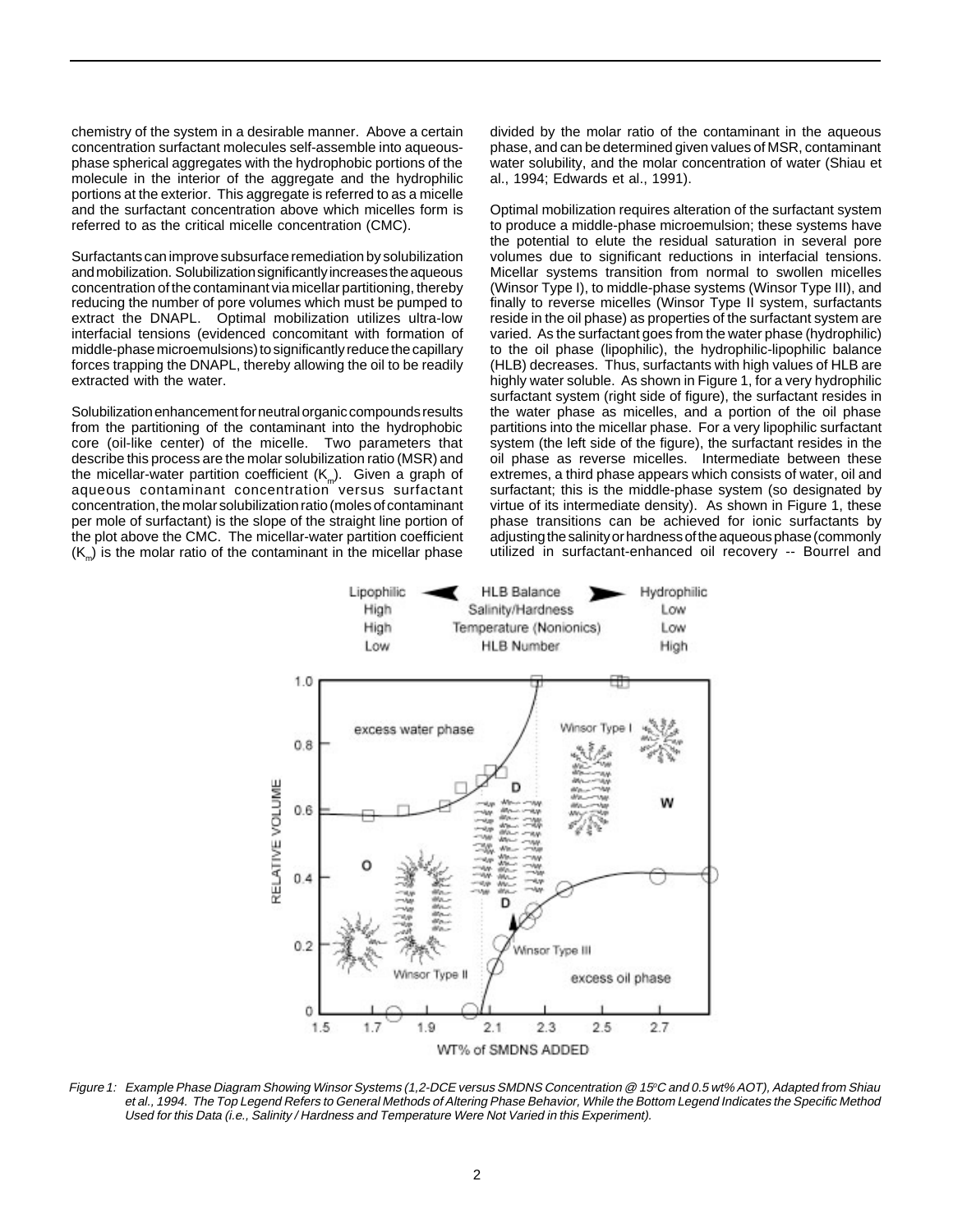chemistry of the system in a desirable manner. Above a certain concentration surfactant molecules self-assemble into aqueous-phase spherical aggregates with the hydrophobic portions of the molecule in the interior of the aggregate and the hydrophilic portions at the exterior. This aggregate is referred to as a micelle and the surfactant concentration above which micelles form is referred to as the critical micelle concentration (CMC).

Surfactants can improve subsurface remediation by solubilization and mobilization. Solubilization significantly increases the aqueous concentration of the contaminant via micellar partitioning, thereby reducing the number of pore volumes which must be pumped to extract the DNAPL. Optimal mobilization utilizes ultra-low interfacial tensions (evidenced concomitant with formation of middle-phase microemulsions) to significantly reduce the capillary forces trapping the DNAPL, thereby allowing the oil to be readily extracted with the water.

Solubilization enhancement for neutral organic compounds results from the partitioning of the contaminant into the hydrophobic core (oil-like center) of the micelle. Two parameters that describe this process are the molar solubilization ratio (MSR) and the micellar-water partition coefficient ($K_m$). Given a graph of aqueous contaminant concentration versus surfactant concentration, the molar solubilization ratio (moles of contaminant per mole of surfactant) is the slope of the straight line portion of the plot above the CMC. The micellar-water partition coefficient ($K_m$) is the molar ratio of the contaminant in the micellar phase divided by the molar ratio of the contaminant in the aqueous phase, and can be determined given values of MSR, contaminant water solubility, and the molar concentration of water (Shiau et al., 1994; Edwards et al., 1991).

Optimal mobilization requires alteration of the surfactant system to produce a middle-phase microemulsion; these systems have the potential to elute the residual saturation in several pore volumes due to significant reductions in interfacial tensions. Micellar systems transition from normal to swollen micelles (Winsor Type I), to middle-phase systems (Winsor Type III), and finally to reverse micelles (Winsor Type II system, surfactants reside in the oil phase) as properties of the surfactant system are varied. As the surfactant goes from the water phase (hydrophilic) to the oil phase (lipophilic), the hydrophilic-lipophilic balance (HLB) decreases. Thus, surfactants with high values of HLB are highly water soluble. As shown in Figure 1, for a very hydrophilic surfactant system (right side of figure), the surfactant resides in the water phase as micelles, and a portion of the oil phase partitions into the micellar phase. For a very lipophilic surfactant system (the left side of the figure), the surfactant resides in the oil phase as reverse micelles. Intermediate between these extremes, a third phase appears which consists of water, oil and surfactant; this is the middle-phase system (so designated by virtue of its intermediate density). As shown in Figure 1, these phase transitions can be achieved for ionic surfactants by adjusting the salinity or hardness of the aqueous phase (commonly utilized in surfactant-enhanced oil recovery -- Bourrel and

*Figure 1: Example Phase Diagram Showing Winsor Systems (1,2-DCE versus SMDNS Concentration @ 15°C and 0.5 wt% AOT), Adapted from Shiau et al., 1994. The Top Legend Refers to General Methods of Altering Phase Behavior, While the Bottom Legend Indicates the Specific Method Used for this Data (i.e., Salinity / Hardness and Temperature Were Not Varied in this Experiment).*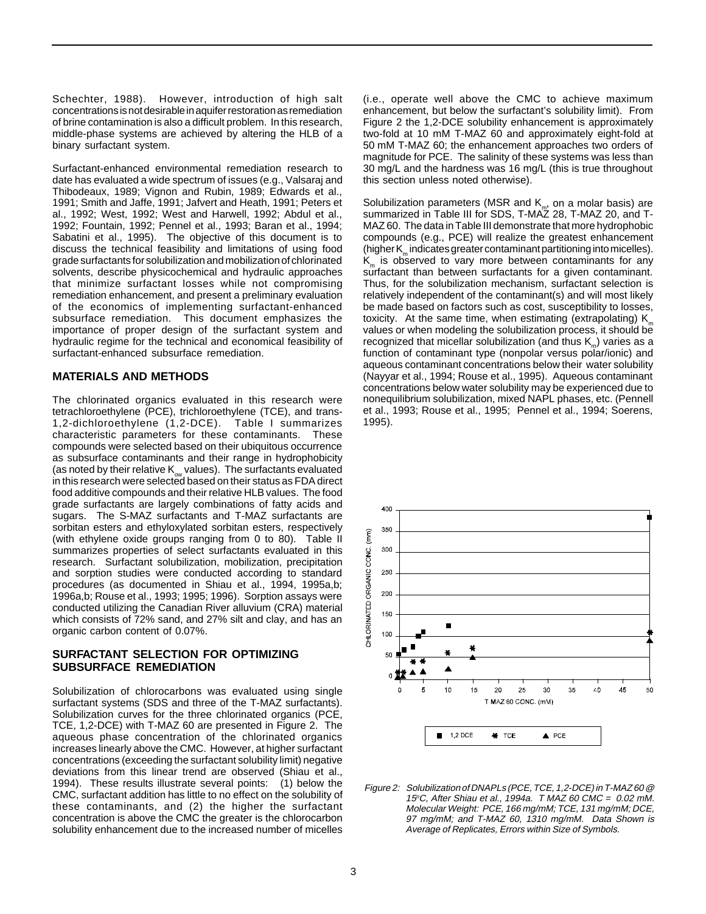Schechter, 1988). However, introduction of high salt concentrations is not desirable in aquifer restoration as remediation of brine contamination is also a difficult problem. In this research, middle-phase systems are achieved by altering the HLB of a binary surfactant system.

Surfactant-enhanced environmental remediation research to date has evaluated a wide spectrum of issues (e.g., Valsaraj and Thibodeaux, 1989; Vignon and Rubin, 1989; Edwards et al., 1991; Smith and Jaffe, 1991; Jafvert and Heath, 1991; Peters et al., 1992; West, 1992; West and Harwell, 1992; Abdul et al., 1992; Fountain, 1992; Pennel et al., 1993; Baran et al., 1994; Sabatini et al., 1995). The objective of this document is to discuss the technical feasibility and limitations of using food grade surfactants for solubilization and mobilization of chlorinated solvents, describe physicochemical and hydraulic approaches that minimize surfactant losses while not compromising remediation enhancement, and present a preliminary evaluation of the economics of implementing surfactant-enhanced subsurface remediation. This document emphasizes the importance of proper design of the surfactant system and hydraulic regime for the technical and economical feasibility of surfactant-enhanced subsurface remediation.

## MATERIALS AND METHODS

The chlorinated organics evaluated in this research were tetrachloroethylene (PCE), trichloroethylene (TCE), and trans-1,2-dichloroethylene (1,2-DCE). Table I summarizes characteristic parameters for these contaminants. These compounds were selected based on their ubiquitous occurrence as subsurface contaminants and their range in hydrophobicity (as noted by their relative $K_{ow}$ values). The surfactants evaluated in this research were selected based on their status as FDA direct food additive compounds and their relative HLB values. The food grade surfactants are largely combinations of fatty acids and sugars. The S-MAZ surfactants and T-MAZ surfactants are sorbitan esters and ethyloxylated sorbitan esters, respectively (with ethylene oxide groups ranging from 0 to 80). Table II summarizes properties of select surfactants evaluated in this research. Surfactant solubilization, mobilization, precipitation and sorption studies were conducted according to standard procedures (as documented in Shiau et al., 1994, 1995a,b; 1996a,b; Rouse et al., 1993; 1995; 1996). Sorption assays were conducted utilizing the Canadian River alluvium (CRA) material which consists of 72% sand, and 27% silt and clay, and has an organic carbon content of 0.07%.

## SURFACTANT SELECTION FOR OPTIMIZING SUBSURFACE REMEDIATION

Solubilization of chlorocarbons was evaluated using single surfactant systems (SDS and three of the T-MAZ surfactants). Solubilization curves for the three chlorinated organics (PCE, TCE, 1,2-DCE) with T-MAZ 60 are presented in Figure 2. The aqueous phase concentration of the chlorinated organics increases linearly above the CMC. However, at higher surfactant concentrations (exceeding the surfactant solubility limit) negative deviations from this linear trend are observed (Shiau et al., 1994). These results illustrate several points: (1) below the CMC, surfactant addition has little to no effect on the solubility of these contaminants, and (2) the higher the surfactant concentration is above the CMC the greater is the chlorocarbon solubility enhancement due to the increased number of micelles (i.e., operate well above the CMC to achieve maximum enhancement, but below the surfactant's solubility limit). From Figure 2 the 1,2-DCE solubility enhancement is approximately two-fold at 10 mM T-MAZ 60 and approximately eight-fold at 50 mM T-MAZ 60; the enhancement approaches two orders of magnitude for PCE. The salinity of these systems was less than 30 mg/L and the hardness was 16 mg/L (this is true throughout this section unless noted otherwise).

Solubilization parameters (MSR and $K_m$, on a molar basis) are summarized in Table III for SDS, T-MAZ 28, T-MAZ 20, and T-MAZ 60. The data in Table III demonstrate that more hydrophobic compounds (e.g., PCE) will realize the greatest enhancement (higher $K_m$ indicates greater contaminant partitioning into micelles). $K_m$ is observed to vary more between contaminants for any surfactant than between surfactants for a given contaminant. Thus, for the solubilization mechanism, surfactant selection is relatively independent of the contaminant(s) and will most likely be made based on factors such as cost, susceptibility to losses, toxicity. At the same time, when estimating (extrapolating) $K_m$ values or when modeling the solubilization process, it should be recognized that micellar solubilization (and thus $K_m$) varies as a function of contaminant type (nonpolar versus polar/ionic) and aqueous contaminant concentrations below their water solubility (Nayyar et al., 1994; Rouse et al., 1995). Aqueous contaminant concentrations below water solubility may be experienced due to nonequilibrium solubilization, mixed NAPL phases, etc. (Pennell et al., 1993; Rouse et al., 1995; Pennel et al., 1994; Soerens, 1995).

*Figure 2: Solubilization of DNAPLs (PCE, TCE, 1,2-DCE) in T-MAZ 60 @ 15°C, After Shiau et al., 1994a. T MAZ 60 CMC = 0.02 mM. Molecular Weight: PCE, 166 mg/mM; TCE, 131 mg/mM; DCE, 97 mg/mM; and T-MAZ 60, 1310 mg/mM. Data Shown is Average of Replicates, Errors within Size of Symbols.*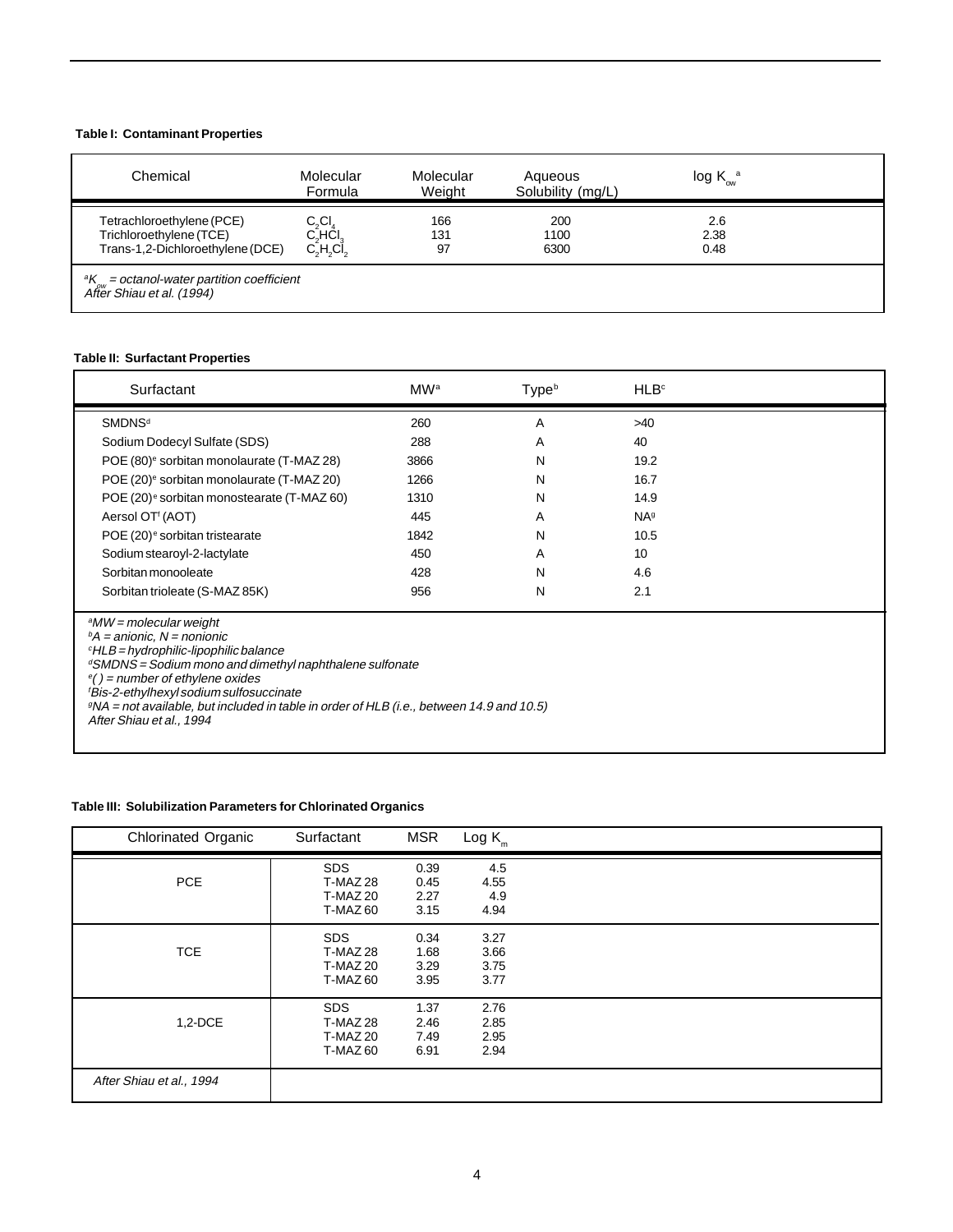**Table I: Contaminant Properties**

| Chemical | Molecular Formula | Molecular Weight | Aqueous Solubility (mg/L) | log $K_{ow}$ [a] |
|---|---|---|---|---|
| Tetrachloroethylene (PCE) | $C_2Cl_4$ | 166 | 200 | 2.6 |
| Trichloroethylene (TCE) | $C_2HCl_3$ | 131 | 1100 | 2.38 |
| Trans-1,2-Dichloroethylene (DCE) | $C_2H_2Cl_2$ | 97 | 6300 | 0.48 |

[a]*$K_{ow}$ = octanol-water partition coefficient*
*After Shiau et al. (1994)*

**Table II: Surfactant Properties**

| Surfactant | MW[a] | Type[b] | HLB[c] |
|---|---|---|---|
| SMDNS[d] | 260 | A | >40 |
| Sodium Dodecyl Sulfate (SDS) | 288 | A | 40 |
| POE (80)[e] sorbitan monolaurate (T-MAZ 28) | 3866 | N | 19.2 |
| POE (20)[e] sorbitan monolaurate (T-MAZ 20) | 1266 | N | 16.7 |
| POE (20)[e] sorbitan monostearate (T-MAZ 60) | 1310 | N | 14.9 |
| Aersol OT[f] (AOT) | 445 | A | NA[g] |
| POE (20)[e] sorbitan tristearate | 1842 | N | 10.5 |
| Sodium stearoyl-2-lactylate | 450 | A | 10 |
| Sorbitan monooleate | 428 | N | 4.6 |
| Sorbitan trioleate (S-MAZ 85K) | 956 | N | 2.1 |

[a]*MW = molecular weight*
[b]*A = anionic, N = nonionic*
[c]*HLB = hydrophilic-lipophilic balance*
[d]*SMDNS = Sodium mono and dimethyl naphthalene sulfonate*
[e]*( ) = number of ethylene oxides*
[f]*Bis-2-ethylhexyl sodium sulfosuccinate*
[g]*NA = not available, but included in table in order of HLB (i.e., between 14.9 and 10.5)*
*After Shiau et al., 1994*

**Table III: Solubilization Parameters for Chlorinated Organics**

| Chlorinated Organic | Surfactant | MSR | Log $K_m$ |
|---|---|---|---|
| PCE | SDS | 0.39 | 4.5 |
| | T-MAZ 28 | 0.45 | 4.55 |
| | T-MAZ 20 | 2.27 | 4.9 |
| | T-MAZ 60 | 3.15 | 4.94 |
| TCE | SDS | 0.34 | 3.27 |
| | T-MAZ 28 | 1.68 | 3.66 |
| | T-MAZ 20 | 3.29 | 3.75 |
| | T-MAZ 60 | 3.95 | 3.77 |
| 1,2-DCE | SDS | 1.37 | 2.76 |
| | T-MAZ 28 | 2.46 | 2.85 |
| | T-MAZ 20 | 7.49 | 2.95 |
| | T-MAZ 60 | 6.91 | 2.94 |

*After Shiau et al., 1994*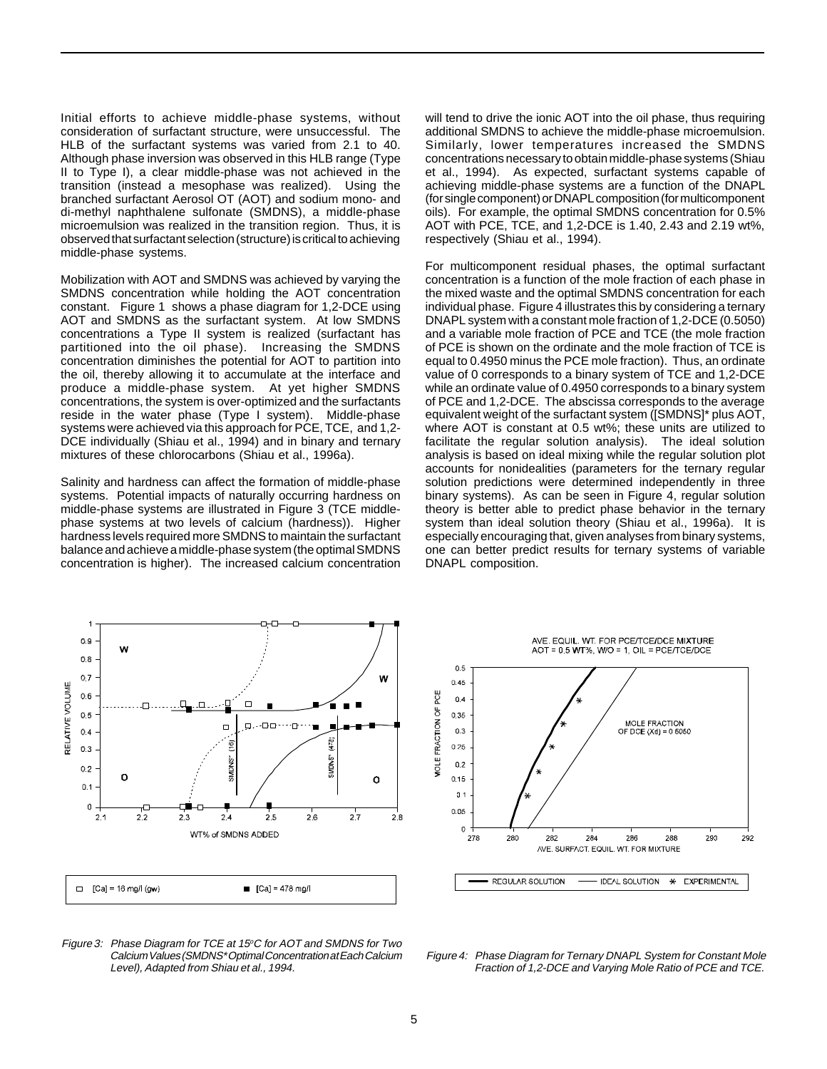Initial efforts to achieve middle-phase systems, without consideration of surfactant structure, were unsuccessful. The HLB of the surfactant systems was varied from 2.1 to 40. Although phase inversion was observed in this HLB range (Type II to Type I), a clear middle-phase was not achieved in the transition (instead a mesophase was realized). Using the branched surfactant Aerosol OT (AOT) and sodium mono- and di-methyl naphthalene sulfonate (SMDNS), a middle-phase microemulsion was realized in the transition region. Thus, it is observed that surfactant selection (structure) is critical to achieving middle-phase systems.

Mobilization with AOT and SMDNS was achieved by varying the SMDNS concentration while holding the AOT concentration constant. Figure 1 shows a phase diagram for 1,2-DCE using AOT and SMDNS as the surfactant system. At low SMDNS concentrations a Type II system is realized (surfactant has partitioned into the oil phase). Increasing the SMDNS concentration diminishes the potential for AOT to partition into the oil, thereby allowing it to accumulate at the interface and produce a middle-phase system. At yet higher SMDNS concentrations, the system is over-optimized and the surfactants reside in the water phase (Type I system). Middle-phase systems were achieved via this approach for PCE, TCE, and 1,2-DCE individually (Shiau et al., 1994) and in binary and ternary mixtures of these chlorocarbons (Shiau et al., 1996a).

Salinity and hardness can affect the formation of middle-phase systems. Potential impacts of naturally occurring hardness on middle-phase systems are illustrated in Figure 3 (TCE middle-phase systems at two levels of calcium (hardness)). Higher hardness levels required more SMDNS to maintain the surfactant balance and achieve a middle-phase system (the optimal SMDNS concentration is higher). The increased calcium concentration will tend to drive the ionic AOT into the oil phase, thus requiring additional SMDNS to achieve the middle-phase microemulsion. Similarly, lower temperatures increased the SMDNS concentrations necessary to obtain middle-phase systems (Shiau et al., 1994). As expected, surfactant systems capable of achieving middle-phase systems are a function of the DNAPL (for single component) or DNAPL composition (for multicomponent oils). For example, the optimal SMDNS concentration for 0.5% AOT with PCE, TCE, and 1,2-DCE is 1.40, 2.43 and 2.19 wt%, respectively (Shiau et al., 1994).

For multicomponent residual phases, the optimal surfactant concentration is a function of the mole fraction of each phase in the mixed waste and the optimal SMDNS concentration for each individual phase. Figure 4 illustrates this by considering a ternary DNAPL system with a constant mole fraction of 1,2-DCE (0.5050) and a variable mole fraction of PCE and TCE (the mole fraction of PCE is shown on the ordinate and the mole fraction of TCE is equal to 0.4950 minus the PCE mole fraction). Thus, an ordinate value of 0 corresponds to a binary system of TCE and 1,2-DCE while an ordinate value of 0.4950 corresponds to a binary system of PCE and 1,2-DCE. The abscissa corresponds to the average equivalent weight of the surfactant system ([SMDNS]* plus AOT, where AOT is constant at 0.5 wt%; these units are utilized to facilitate the regular solution analysis). The ideal solution analysis is based on ideal mixing while the regular solution plot accounts for nonidealities (parameters for the ternary regular solution predictions were determined independently in three binary systems). As can be seen in Figure 4, regular solution theory is better able to predict phase behavior in the ternary system than ideal solution theory (Shiau et al., 1996a). It is especially encouraging that, given analyses from binary systems, one can better predict results for ternary systems of variable DNAPL composition.

*Figure 3: Phase Diagram for TCE at 15°C for AOT and SMDNS for Two Calcium Values (SMDNS\* Optimal Concentration at Each Calcium Level), Adapted from Shiau et al., 1994.*

*Figure 4: Phase Diagram for Ternary DNAPL System for Constant Mole Fraction of 1,2-DCE and Varying Mole Ratio of PCE and TCE.*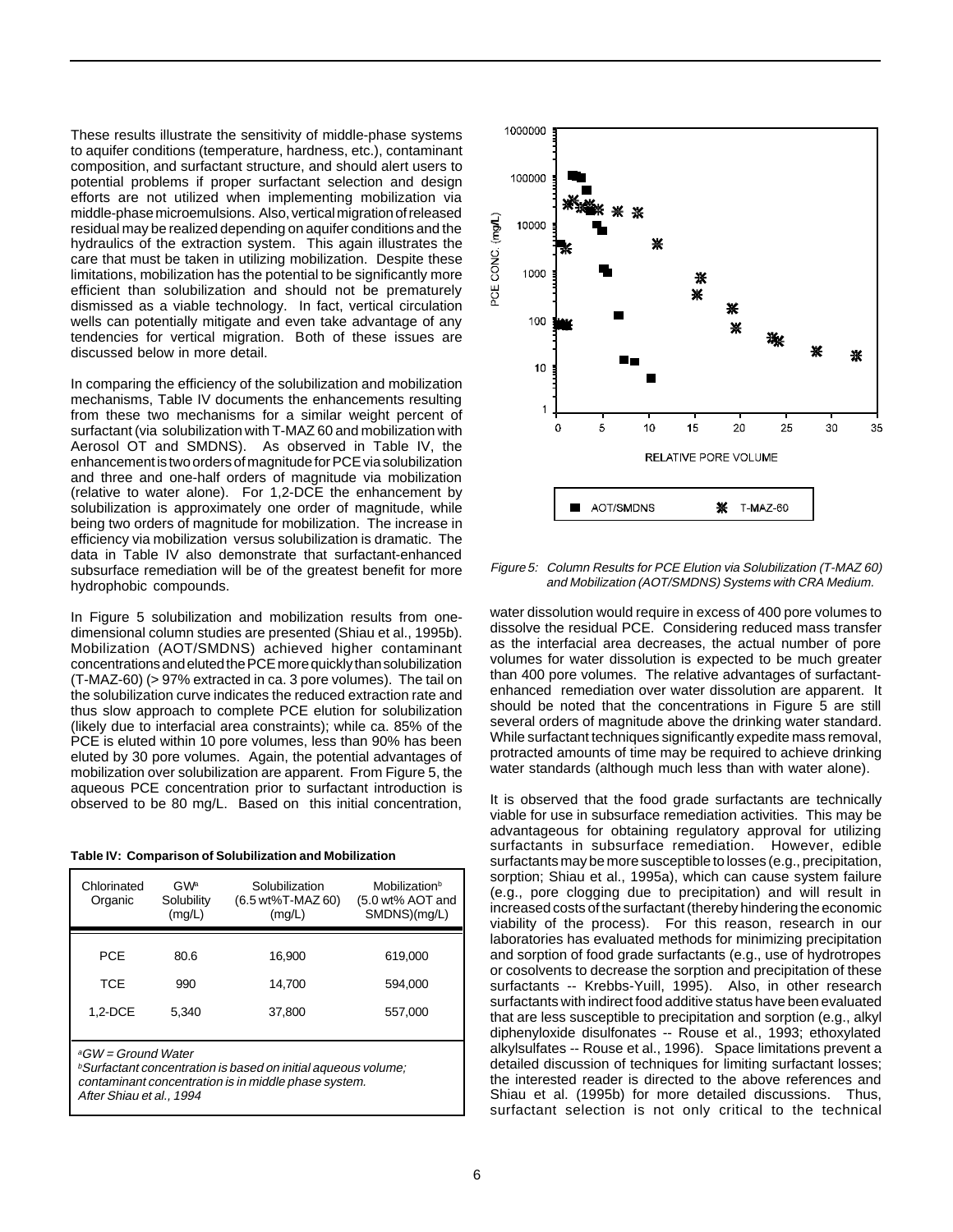These results illustrate the sensitivity of middle-phase systems to aquifer conditions (temperature, hardness, etc.), contaminant composition, and surfactant structure, and should alert users to potential problems if proper surfactant selection and design efforts are not utilized when implementing mobilization via middle-phase microemulsions. Also, vertical migration of released residual may be realized depending on aquifer conditions and the hydraulics of the extraction system. This again illustrates the care that must be taken in utilizing mobilization. Despite these limitations, mobilization has the potential to be significantly more efficient than solubilization and should not be prematurely dismissed as a viable technology. In fact, vertical circulation wells can potentially mitigate and even take advantage of any tendencies for vertical migration. Both of these issues are discussed below in more detail.

In comparing the efficiency of the solubilization and mobilization mechanisms, Table IV documents the enhancements resulting from these two mechanisms for a similar weight percent of surfactant (via solubilization with T-MAZ 60 and mobilization with Aerosol OT and SMDNS). As observed in Table IV, the enhancement is two orders of magnitude for PCE via solubilization and three and one-half orders of magnitude via mobilization (relative to water alone). For 1,2-DCE the enhancement by solubilization is approximately one order of magnitude, while being two orders of magnitude for mobilization. The increase in efficiency via mobilization versus solubilization is dramatic. The data in Table IV also demonstrate that surfactant-enhanced subsurface remediation will be of the greatest benefit for more hydrophobic compounds.

In Figure 5 solubilization and mobilization results from one-dimensional column studies are presented (Shiau et al., 1995b). Mobilization (AOT/SMDNS) achieved higher contaminant concentrations and eluted the PCE more quickly than solubilization (T-MAZ-60) (> 97% extracted in ca. 3 pore volumes). The tail on the solubilization curve indicates the reduced extraction rate and thus slow approach to complete PCE elution for solubilization (likely due to interfacial area constraints); while ca. 85% of the PCE is eluted within 10 pore volumes, less than 90% has been eluted by 30 pore volumes. Again, the potential advantages of mobilization over solubilization are apparent. From Figure 5, the aqueous PCE concentration prior to surfactant introduction is observed to be 80 mg/L. Based on this initial concentration, water dissolution would require in excess of 400 pore volumes to dissolve the residual PCE. Considering reduced mass transfer as the interfacial area decreases, the actual number of pore volumes for water dissolution is expected to be much greater than 400 pore volumes. The relative advantages of surfactant-enhanced remediation over water dissolution are apparent. It should be noted that the concentrations in Figure 5 are still several orders of magnitude above the drinking water standard. While surfactant techniques significantly expedite mass removal, protracted amounts of time may be required to achieve drinking water standards (although much less than with water alone).

**Table IV: Comparison of Solubilization and Mobilization**

| Chlorinated Organic | GW[a] Solubility (mg/L) | Solubilization (6.5 wt%T-MAZ 60) (mg/L) | Mobilization[b] (5.0 wt% AOT and SMDNS)(mg/L) |
|---|---|---|---|
| PCE | 80.6 | 16,900 | 619,000 |
| TCE | 990 | 14,700 | 594,000 |
| 1,2-DCE | 5,340 | 37,800 | 557,000 |

*[a]GW = Ground Water*
*[b]Surfactant concentration is based on initial aqueous volume; contaminant concentration is in middle phase system.*
*After Shiau et al., 1994*

*Figure 5: Column Results for PCE Elution via Solubilization (T-MAZ 60) and Mobilization (AOT/SMDNS) Systems with CRA Medium.*

It is observed that the food grade surfactants are technically viable for use in subsurface remediation activities. This may be advantageous for obtaining regulatory approval for utilizing surfactants in subsurface remediation. However, edible surfactants may be more susceptible to losses (e.g., precipitation, sorption; Shiau et al., 1995a), which can cause system failure (e.g., pore clogging due to precipitation) and will result in increased costs of the surfactant (thereby hindering the economic viability of the process). For this reason, research in our laboratories has evaluated methods for minimizing precipitation and sorption of food grade surfactants (e.g., use of hydrotropes or cosolvents to decrease the sorption and precipitation of these surfactants -- Krebbs-Yuill, 1995). Also, in other research surfactants with indirect food additive status have been evaluated that are less susceptible to precipitation and sorption (e.g., alkyl diphenyloxide disulfonates -- Rouse et al., 1993; ethoxylated alkylsulfates -- Rouse et al., 1996). Space limitations prevent a detailed discussion of techniques for limiting surfactant losses; the interested reader is directed to the above references and Shiau et al. (1995b) for more detailed discussions. Thus, surfactant selection is not only critical to the technical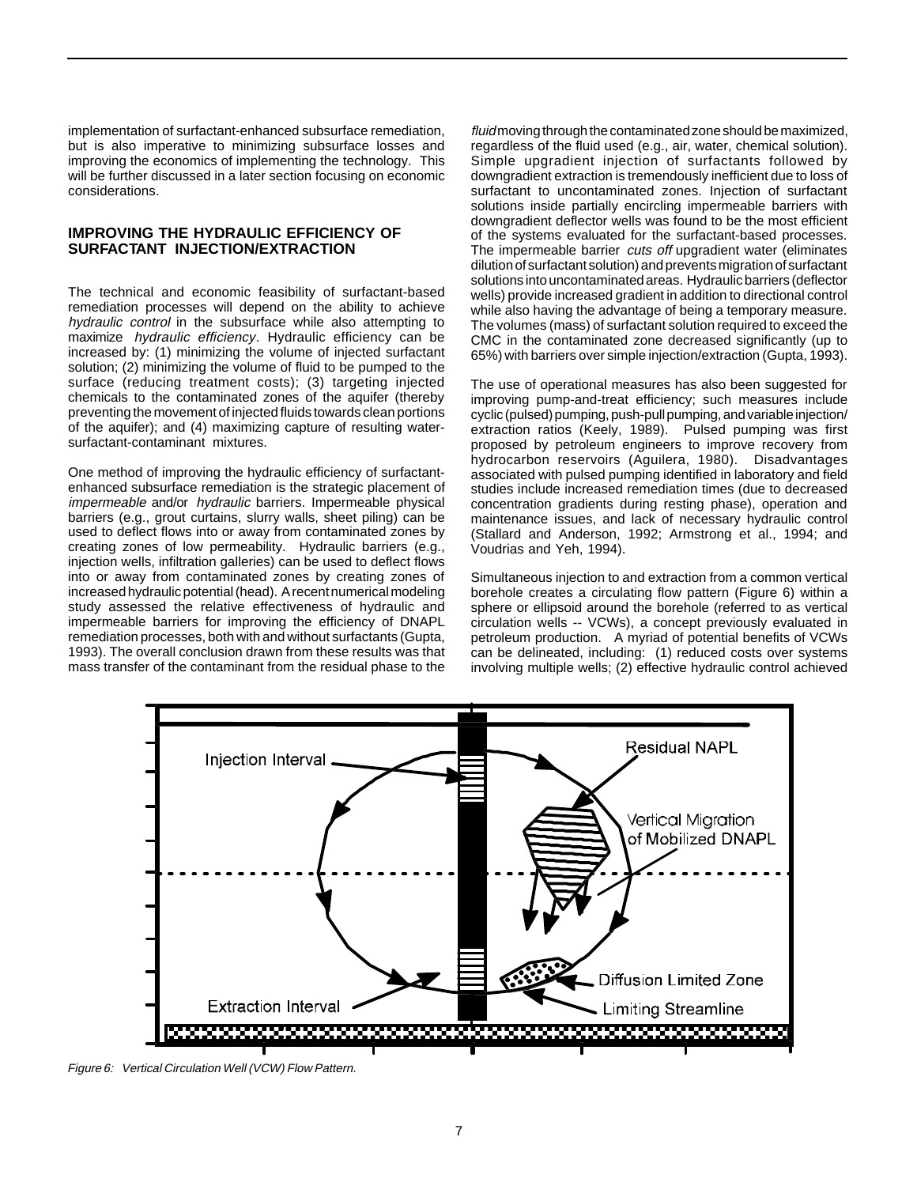implementation of surfactant-enhanced subsurface remediation, but is also imperative to minimizing subsurface losses and improving the economics of implementing the technology. This will be further discussed in a later section focusing on economic considerations.

## IMPROVING THE HYDRAULIC EFFICIENCY OF SURFACTANT INJECTION/EXTRACTION

The technical and economic feasibility of surfactant-based remediation processes will depend on the ability to achieve *hydraulic control* in the subsurface while also attempting to maximize *hydraulic efficiency*. Hydraulic efficiency can be increased by: (1) minimizing the volume of injected surfactant solution; (2) minimizing the volume of fluid to be pumped to the surface (reducing treatment costs); (3) targeting injected chemicals to the contaminated zones of the aquifer (thereby preventing the movement of injected fluids towards clean portions of the aquifer); and (4) maximizing capture of resulting water-surfactant-contaminant mixtures.

One method of improving the hydraulic efficiency of surfactant-enhanced subsurface remediation is the strategic placement of *impermeable* and/or *hydraulic* barriers. Impermeable physical barriers (e.g., grout curtains, slurry walls, sheet piling) can be used to deflect flows into or away from contaminated zones by creating zones of low permeability. Hydraulic barriers (e.g., injection wells, infiltration galleries) can be used to deflect flows into or away from contaminated zones by creating zones of increased hydraulic potential (head). A recent numerical modeling study assessed the relative effectiveness of hydraulic and impermeable barriers for improving the efficiency of DNAPL remediation processes, both with and without surfactants (Gupta, 1993). The overall conclusion drawn from these results was that mass transfer of the contaminant from the residual phase to the *fluid* moving through the contaminated zone should be maximized, regardless of the fluid used (e.g., air, water, chemical solution). Simple upgradient injection of surfactants followed by downgradient extraction is tremendously inefficient due to loss of surfactant to uncontaminated zones. Injection of surfactant solutions inside partially encircling impermeable barriers with downgradient deflector wells was found to be the most efficient of the systems evaluated for the surfactant-based processes. The impermeable barrier *cuts off* upgradient water (eliminates dilution of surfactant solution) and prevents migration of surfactant solutions into uncontaminated areas. Hydraulic barriers (deflector wells) provide increased gradient in addition to directional control while also having the advantage of being a temporary measure. The volumes (mass) of surfactant solution required to exceed the CMC in the contaminated zone decreased significantly (up to 65%) with barriers over simple injection/extraction (Gupta, 1993).

The use of operational measures has also been suggested for improving pump-and-treat efficiency; such measures include cyclic (pulsed) pumping, push-pull pumping, and variable injection/extraction ratios (Keely, 1989). Pulsed pumping was first proposed by petroleum engineers to improve recovery from hydrocarbon reservoirs (Aguilera, 1980). Disadvantages associated with pulsed pumping identified in laboratory and field studies include increased remediation times (due to decreased concentration gradients during resting phase), operation and maintenance issues, and lack of necessary hydraulic control (Stallard and Anderson, 1992; Armstrong et al., 1994; and Voudrias and Yeh, 1994).

Simultaneous injection to and extraction from a common vertical borehole creates a circulating flow pattern (Figure 6) within a sphere or ellipsoid around the borehole (referred to as vertical circulation wells -- VCWs), a concept previously evaluated in petroleum production. A myriad of potential benefits of VCWs can be delineated, including: (1) reduced costs over systems involving multiple wells; (2) effective hydraulic control achieved

*Figure 6: Vertical Circulation Well (VCW) Flow Pattern.*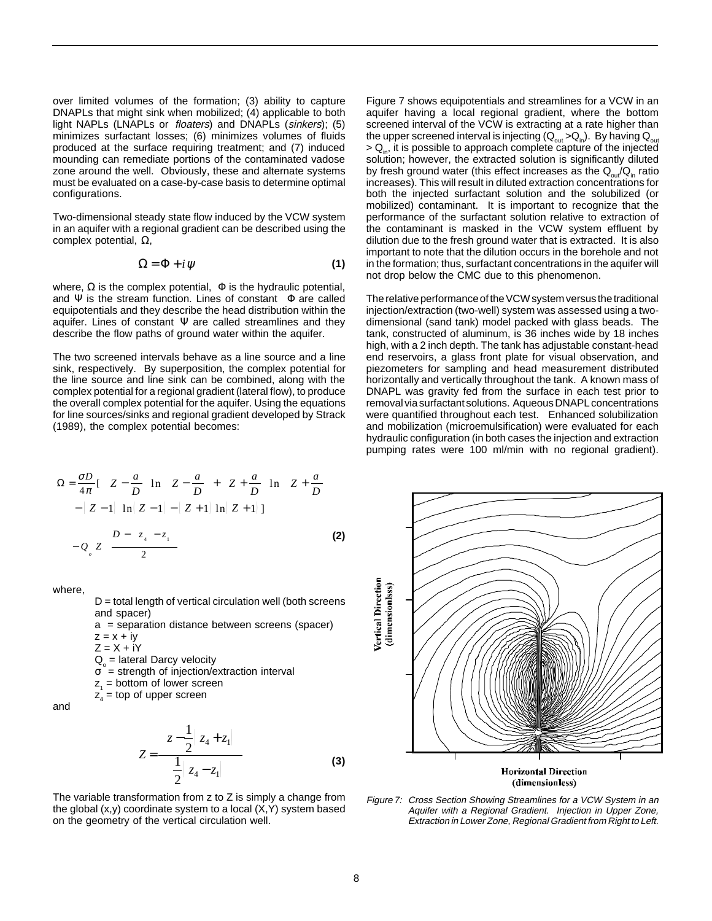over limited volumes of the formation; (3) ability to capture DNAPLs that might sink when mobilized; (4) applicable to both light NAPLs (LNAPLs or *floaters*) and DNAPLs (*sinkers*); (5) minimizes surfactant losses; (6) minimizes volumes of fluids produced at the surface requiring treatment; and (7) induced mounding can remediate portions of the contaminated vadose zone around the well. Obviously, these and alternate systems must be evaluated on a case-by-case basis to determine optimal configurations.

Two-dimensional steady state flow induced by the VCW system in an aquifer with a regional gradient can be described using the complex potential, $\Omega$,

$$\Omega = \Phi + i\psi \tag{1}$$

where, $\Omega$ is the complex potential, $\Phi$ is the hydraulic potential, and $\Psi$ is the stream function. Lines of constant $\Phi$ are called equipotentials and they describe the head distribution within the aquifer. Lines of constant $\Psi$ are called streamlines and they describe the flow paths of ground water within the aquifer.

The two screened intervals behave as a line source and a line sink, respectively. By superposition, the complex potential for the line source and line sink can be combined, along with the complex potential for a regional gradient (lateral flow), to produce the overall complex potential for the aquifer. Using the equations for line sources/sinks and regional gradient developed by Strack (1989), the complex potential becomes:

$$\Omega = \frac{\sigma D}{4\pi}\Big[\left(Z - \frac{a}{D}\right)\ln\left(Z - \frac{a}{D}\right) + \left(Z + \frac{a}{D}\right)\ln\left(Z + \frac{a}{D}\right) - (Z-1)\ln(Z-1) - (Z+1)\ln(Z+1)\Big] - Q_o Z\left(\frac{D - (z_4 - z_1)}{2}\right) \tag{2}$$

where,

- $D$ = total length of vertical circulation well (both screens and spacer)
- $a$ = separation distance between screens (spacer)
- $z = x + iy$
- $Z = X + iY$
- $Q_o$ = lateral Darcy velocity
- $\sigma$ = strength of injection/extraction interval
- $z_1$ = bottom of lower screen
- $z_4$ = top of upper screen

and

$$Z = \frac{z - \frac{1}{2}(z_4 + z_1)}{\frac{1}{2}(z_4 - z_1)} \tag{3}$$

The variable transformation from z to Z is simply a change from the global (x,y) coordinate system to a local (X,Y) system based on the geometry of the vertical circulation well.

Figure 7 shows equipotentials and streamlines for a VCW in an aquifer having a local regional gradient, where the bottom screened interval of the VCW is extracting at a rate higher than the upper screened interval is injecting ($Q_{out} > Q_{in}$). By having $Q_{out} > Q_{in}$, it is possible to approach complete capture of the injected solution; however, the extracted solution is significantly diluted by fresh ground water (this effect increases as the $Q_{out}/Q_{in}$ ratio increases). This will result in diluted extraction concentrations for both the injected surfactant solution and the solubilized (or mobilized) contaminant. It is important to recognize that the performance of the surfactant solution relative to extraction of the contaminant is masked in the VCW system effluent by dilution due to the fresh ground water that is extracted. It is also important to note that the dilution occurs in the borehole and not in the formation; thus, surfactant concentrations in the aquifer will not drop below the CMC due to this phenomenon.

The relative performance of the VCW system versus the traditional injection/extraction (two-well) system was assessed using a two-dimensional (sand tank) model packed with glass beads. The tank, constructed of aluminum, is 36 inches wide by 18 inches high, with a 2 inch depth. The tank has adjustable constant-head end reservoirs, a glass front plate for visual observation, and piezometers for sampling and head measurement distributed horizontally and vertically throughout the tank. A known mass of DNAPL was gravity fed from the surface in each test prior to removal via surfactant solutions. Aqueous DNAPL concentrations were quantified throughout each test. Enhanced solubilization and mobilization (microemulsification) were evaluated for each hydraulic configuration (in both cases the injection and extraction pumping rates were 100 ml/min with no regional gradient).

*Figure 7: Cross Section Showing Streamlines for a VCW System in an Aquifer with a Regional Gradient. Injection in Upper Zone, Extraction in Lower Zone, Regional Gradient from Right to Left.*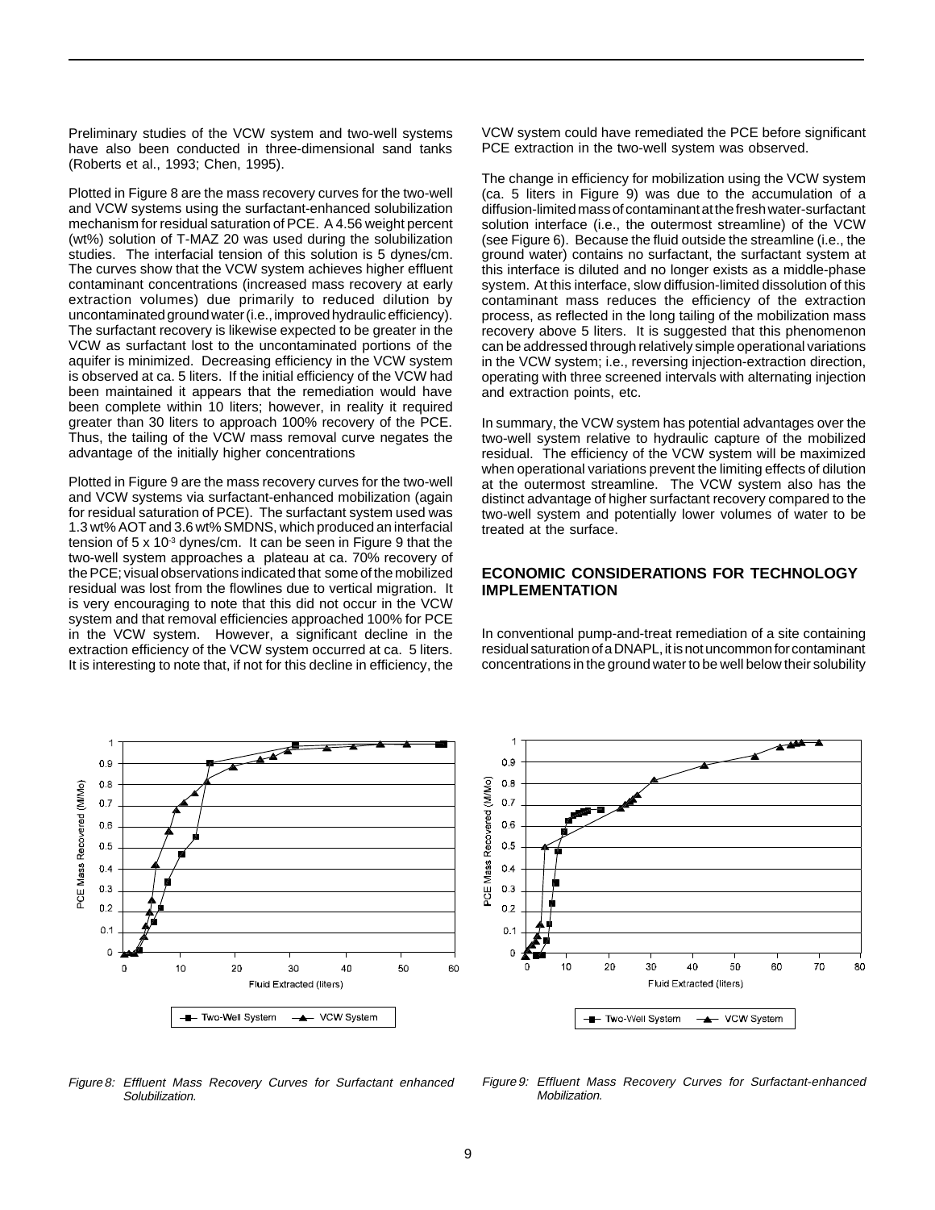Preliminary studies of the VCW system and two-well systems have also been conducted in three-dimensional sand tanks (Roberts et al., 1993; Chen, 1995).

Plotted in Figure 8 are the mass recovery curves for the two-well and VCW systems using the surfactant-enhanced solubilization mechanism for residual saturation of PCE. A 4.56 weight percent (wt%) solution of T-MAZ 20 was used during the solubilization studies. The interfacial tension of this solution is 5 dynes/cm. The curves show that the VCW system achieves higher effluent contaminant concentrations (increased mass recovery at early extraction volumes) due primarily to reduced dilution by uncontaminated ground water (i.e., improved hydraulic efficiency). The surfactant recovery is likewise expected to be greater in the VCW as surfactant lost to the uncontaminated portions of the aquifer is minimized. Decreasing efficiency in the VCW system is observed at ca. 5 liters. If the initial efficiency of the VCW had been maintained it appears that the remediation would have been complete within 10 liters; however, in reality it required greater than 30 liters to approach 100% recovery of the PCE. Thus, the tailing of the VCW mass removal curve negates the advantage of the initially higher concentrations

Plotted in Figure 9 are the mass recovery curves for the two-well and VCW systems via surfactant-enhanced mobilization (again for residual saturation of PCE). The surfactant system used was 1.3 wt% AOT and 3.6 wt% SMDNS, which produced an interfacial tension of $5 \times 10^{-3}$ dynes/cm. It can be seen in Figure 9 that the two-well system approaches a plateau at ca. 70% recovery of the PCE; visual observations indicated that some of the mobilized residual was lost from the flowlines due to vertical migration. It is very encouraging to note that this did not occur in the VCW system and that removal efficiencies approached 100% for PCE in the VCW system. However, a significant decline in the extraction efficiency of the VCW system occurred at ca. 5 liters. It is interesting to note that, if not for this decline in efficiency, the VCW system could have remediated the PCE before significant PCE extraction in the two-well system was observed.

The change in efficiency for mobilization using the VCW system (ca. 5 liters in Figure 9) was due to the accumulation of a diffusion-limited mass of contaminant at the fresh water-surfactant solution interface (i.e., the outermost streamline) of the VCW (see Figure 6). Because the fluid outside the streamline (i.e., the ground water) contains no surfactant, the surfactant system at this interface is diluted and no longer exists as a middle-phase system. At this interface, slow diffusion-limited dissolution of this contaminant mass reduces the efficiency of the extraction process, as reflected in the long tailing of the mobilization mass recovery above 5 liters. It is suggested that this phenomenon can be addressed through relatively simple operational variations in the VCW system; i.e., reversing injection-extraction direction, operating with three screened intervals with alternating injection and extraction points, etc.

In summary, the VCW system has potential advantages over the two-well system relative to hydraulic capture of the mobilized residual. The efficiency of the VCW system will be maximized when operational variations prevent the limiting effects of dilution at the outermost streamline. The VCW system also has the distinct advantage of higher surfactant recovery compared to the two-well system and potentially lower volumes of water to be treated at the surface.

## ECONOMIC CONSIDERATIONS FOR TECHNOLOGY IMPLEMENTATION

In conventional pump-and-treat remediation of a site containing residual saturation of a DNAPL, it is not uncommon for contaminant concentrations in the ground water to be well below their solubility

*Figure 8: Effluent Mass Recovery Curves for Surfactant enhanced Solubilization.*

*Figure 9: Effluent Mass Recovery Curves for Surfactant-enhanced Mobilization.*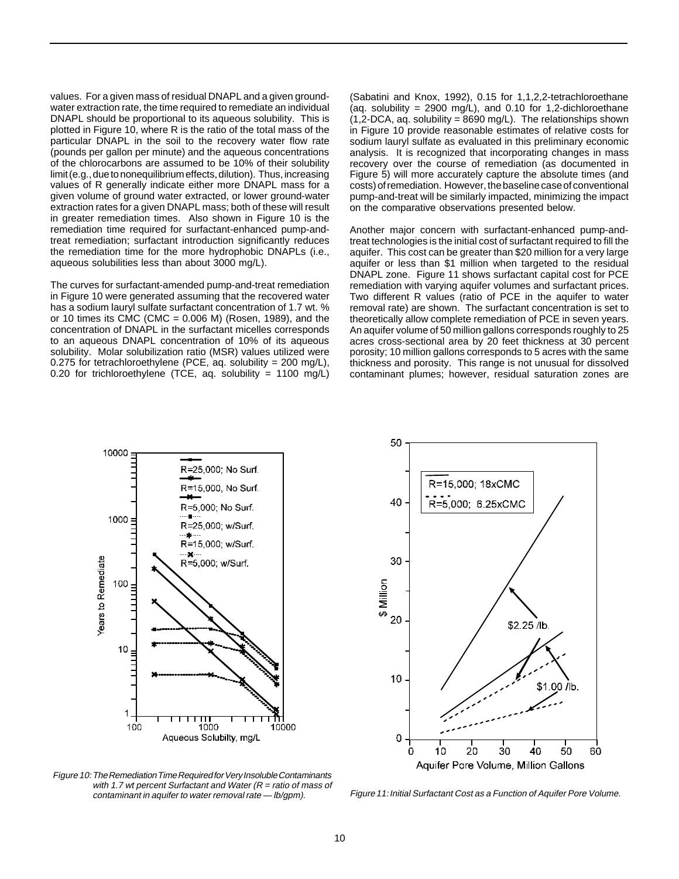values. For a given mass of residual DNAPL and a given ground-water extraction rate, the time required to remediate an individual DNAPL should be proportional to its aqueous solubility. This is plotted in Figure 10, where R is the ratio of the total mass of the particular DNAPL in the soil to the recovery water flow rate (pounds per gallon per minute) and the aqueous concentrations of the chlorocarbons are assumed to be 10% of their solubility limit (e.g., due to nonequilibrium effects, dilution). Thus, increasing values of R generally indicate either more DNAPL mass for a given volume of ground water extracted, or lower ground-water extraction rates for a given DNAPL mass; both of these will result in greater remediation times. Also shown in Figure 10 is the remediation time required for surfactant-enhanced pump-and-treat remediation; surfactant introduction significantly reduces the remediation time for the more hydrophobic DNAPLs (i.e., aqueous solubilities less than about 3000 mg/L).

The curves for surfactant-amended pump-and-treat remediation in Figure 10 were generated assuming that the recovered water has a sodium lauryl sulfate surfactant concentration of 1.7 wt. % or 10 times its CMC (CMC = 0.006 M) (Rosen, 1989), and the concentration of DNAPL in the surfactant micelles corresponds to an aqueous DNAPL concentration of 10% of its aqueous solubility. Molar solubilization ratio (MSR) values utilized were 0.275 for tetrachloroethylene (PCE, aq. solubility = 200 mg/L), 0.20 for trichloroethylene (TCE, aq. solubility = 1100 mg/L) (Sabatini and Knox, 1992), 0.15 for 1,1,2,2-tetrachloroethane (aq. solubility = 2900 mg/L), and 0.10 for 1,2-dichloroethane (1,2-DCA, aq. solubility = 8690 mg/L). The relationships shown in Figure 10 provide reasonable estimates of relative costs for sodium lauryl sulfate as evaluated in this preliminary economic analysis. It is recognized that incorporating changes in mass recovery over the course of remediation (as documented in Figure 5) will more accurately capture the absolute times (and costs) of remediation. However, the baseline case of conventional pump-and-treat will be similarly impacted, minimizing the impact on the comparative observations presented below.

Another major concern with surfactant-enhanced pump-and-treat technologies is the initial cost of surfactant required to fill the aquifer. This cost can be greater than $20 million for a very large aquifer or less than $1 million when targeted to the residual DNAPL zone. Figure 11 shows surfactant capital cost for PCE remediation with varying aquifer volumes and surfactant prices. Two different R values (ratio of PCE in the aquifer to water removal rate) are shown. The surfactant concentration is set to theoretically allow complete remediation of PCE in seven years. An aquifer volume of 50 million gallons corresponds roughly to 25 acres cross-sectional area by 20 feet thickness at 30 percent porosity; 10 million gallons corresponds to 5 acres with the same thickness and porosity. This range is not unusual for dissolved contaminant plumes; however, residual saturation zones are

*Figure 10: The Remediation Time Required for Very Insoluble Contaminants with 1.7 wt percent Surfactant and Water (R = ratio of mass of contaminant in aquifer to water removal rate — lb/gpm).*

*Figure 11: Initial Surfactant Cost as a Function of Aquifer Pore Volume.*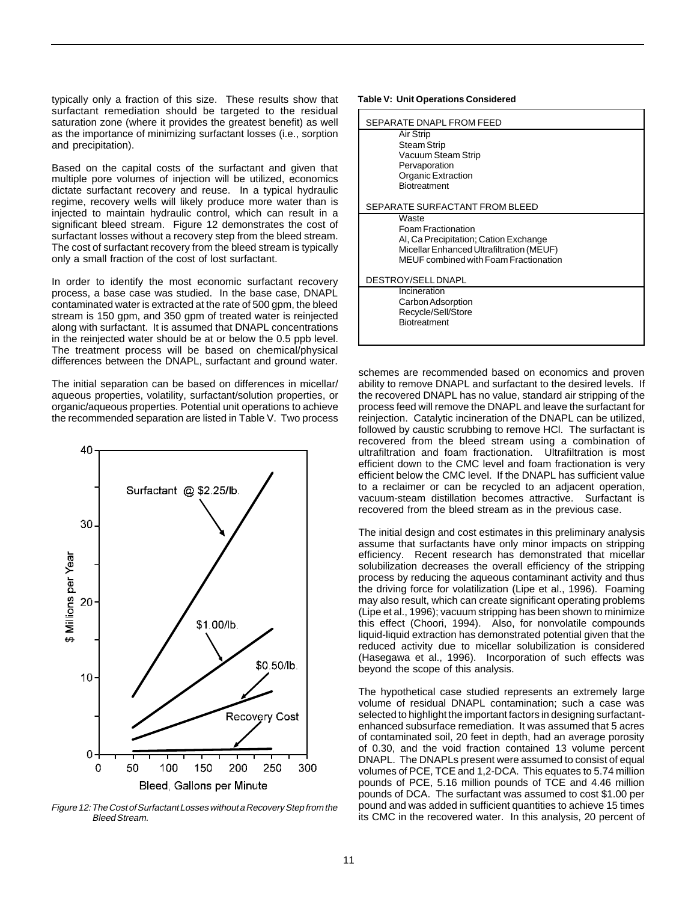typically only a fraction of this size. These results show that surfactant remediation should be targeted to the residual saturation zone (where it provides the greatest benefit) as well as the importance of minimizing surfactant losses (i.e., sorption and precipitation).

Based on the capital costs of the surfactant and given that multiple pore volumes of injection will be utilized, economics dictate surfactant recovery and reuse. In a typical hydraulic regime, recovery wells will likely produce more water than is injected to maintain hydraulic control, which can result in a significant bleed stream. Figure 12 demonstrates the cost of surfactant losses without a recovery step from the bleed stream. The cost of surfactant recovery from the bleed stream is typically only a small fraction of the cost of lost surfactant.

In order to identify the most economic surfactant recovery process, a base case was studied. In the base case, DNAPL contaminated water is extracted at the rate of 500 gpm, the bleed stream is 150 gpm, and 350 gpm of treated water is reinjected along with surfactant. It is assumed that DNAPL concentrations in the reinjected water should be at or below the 0.5 ppb level. The treatment process will be based on chemical/physical differences between the DNAPL, surfactant and ground water.

The initial separation can be based on differences in micellar/aqueous properties, volatility, surfactant/solution properties, or organic/aqueous properties. Potential unit operations to achieve the recommended separation are listed in Table V. Two process schemes are recommended based on economics and proven ability to remove DNAPL and surfactant to the desired levels. If the recovered DNAPL has no value, standard air stripping of the process feed will remove the DNAPL and leave the surfactant for reinjection. Catalytic incineration of the DNAPL can be utilized, followed by caustic scrubbing to remove HCl. The surfactant is recovered from the bleed stream using a combination of ultrafiltration and foam fractionation. Ultrafiltration is most efficient down to the CMC level and foam fractionation is very efficient below the CMC level. If the DNAPL has sufficient value to a reclaimer or can be recycled to an adjacent operation, vacuum-steam distillation becomes attractive. Surfactant is recovered from the bleed stream as in the previous case.

*Figure 12: The Cost of Surfactant Losses without a Recovery Step from the Bleed Stream.*

**Table V: Unit Operations Considered**

| SEPARATE DNAPL FROM FEED |
|---|
| Air Strip |
| Steam Strip |
| Vacuum Steam Strip |
| Pervaporation |
| Organic Extraction |
| Biotreatment |
| **SEPARATE SURFACTANT FROM BLEED** |
| Waste |
| Foam Fractionation |
| Al, Ca Precipitation; Cation Exchange |
| Micellar Enhanced Ultrafiltration (MEUF) |
| MEUF combined with Foam Fractionation |
| **DESTROY/SELL DNAPL** |
| Incineration |
| Carbon Adsorption |
| Recycle/Sell/Store |
| Biotreatment |

The initial design and cost estimates in this preliminary analysis assume that surfactants have only minor impacts on stripping efficiency. Recent research has demonstrated that micellar solubilization decreases the overall efficiency of the stripping process by reducing the aqueous contaminant activity and thus the driving force for volatilization (Lipe et al., 1996). Foaming may also result, which can create significant operating problems (Lipe et al., 1996); vacuum stripping has been shown to minimize this effect (Choori, 1994). Also, for nonvolatile compounds liquid-liquid extraction has demonstrated potential given that the reduced activity due to micellar solubilization is considered (Hasegawa et al., 1996). Incorporation of such effects was beyond the scope of this analysis.

The hypothetical case studied represents an extremely large volume of residual DNAPL contamination; such a case was selected to highlight the important factors in designing surfactant-enhanced subsurface remediation. It was assumed that 5 acres of contaminated soil, 20 feet in depth, had an average porosity of 0.30, and the void fraction contained 13 volume percent DNAPL. The DNAPLs present were assumed to consist of equal volumes of PCE, TCE and 1,2-DCA. This equates to 5.74 million pounds of PCE, 5.16 million pounds of TCE and 4.46 million pounds of DCA. The surfactant was assumed to cost $1.00 per pound and was added in sufficient quantities to achieve 15 times its CMC in the recovered water. In this analysis, 20 percent of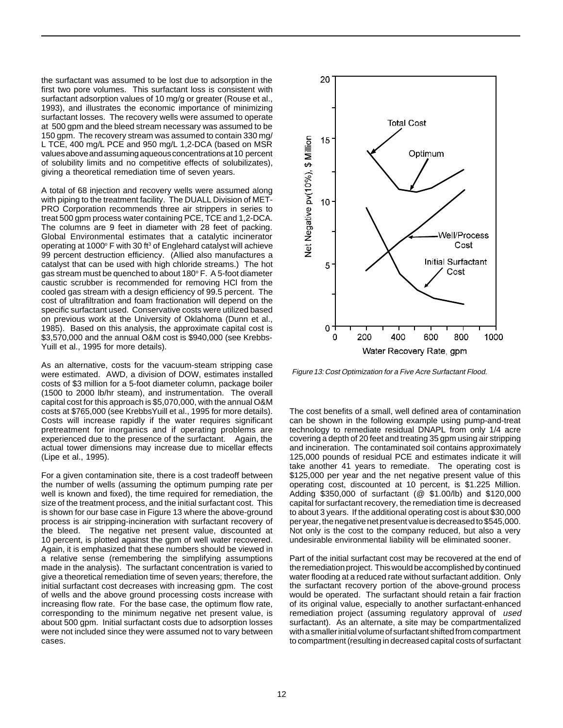the surfactant was assumed to be lost due to adsorption in the first two pore volumes. This surfactant loss is consistent with surfactant adsorption values of 10 mg/g or greater (Rouse et al., 1993), and illustrates the economic importance of minimizing surfactant losses. The recovery wells were assumed to operate at 500 gpm and the bleed stream necessary was assumed to be 150 gpm. The recovery stream was assumed to contain 330 mg/L TCE, 400 mg/L PCE and 950 mg/L 1,2-DCA (based on MSR values above and assuming aqueous concentrations at 10 percent of solubility limits and no competitive effects of solubilizates), giving a theoretical remediation time of seven years.

A total of 68 injection and recovery wells were assumed along with piping to the treatment facility. The DUALL Division of MET-PRO Corporation recommends three air strippers in series to treat 500 gpm process water containing PCE, TCE and 1,2-DCA. The columns are 9 feet in diameter with 28 feet of packing. Global Environmental estimates that a catalytic incinerator operating at 1000° F with 30 ft³ of Englehard catalyst will achieve 99 percent destruction efficiency. (Allied also manufactures a catalyst that can be used with high chloride streams.) The hot gas stream must be quenched to about 180° F. A 5-foot diameter caustic scrubber is recommended for removing HCl from the cooled gas stream with a design efficiency of 99.5 percent. The cost of ultrafiltration and foam fractionation will depend on the specific surfactant used. Conservative costs were utilized based on previous work at the University of Oklahoma (Dunn et al., 1985). Based on this analysis, the approximate capital cost is \$3,570,000 and the annual O&M cost is \$940,000 (see Krebbs-Yuill et al., 1995 for more details).

As an alternative, costs for the vacuum-steam stripping case were estimated. AWD, a division of DOW, estimates installed costs of \$3 million for a 5-foot diameter column, package boiler (1500 to 2000 lb/hr steam), and instrumentation. The overall capital cost for this approach is \$5,070,000, with the annual O&M costs at \$765,000 (see KrebbsYuill et al., 1995 for more details). Costs will increase rapidly if the water requires significant pretreatment for inorganics and if operating problems are experienced due to the presence of the surfactant. Again, the actual tower dimensions may increase due to micellar effects (Lipe et al., 1995).

For a given contamination site, there is a cost tradeoff between the number of wells (assuming the optimum pumping rate per well is known and fixed), the time required for remediation, the size of the treatment process, and the initial surfactant cost. This is shown for our base case in Figure 13 where the above-ground process is air stripping-incineration with surfactant recovery of the bleed. The negative net present value, discounted at 10 percent, is plotted against the gpm of well water recovered. Again, it is emphasized that these numbers should be viewed in a relative sense (remembering the simplifying assumptions made in the analysis). The surfactant concentration is varied to give a theoretical remediation time of seven years; therefore, the initial surfactant cost decreases with increasing gpm. The cost of wells and the above ground processing costs increase with increasing flow rate. For the base case, the optimum flow rate, corresponding to the minimum negative net present value, is about 500 gpm. Initial surfactant costs due to adsorption losses were not included since they were assumed not to vary between cases.

*Figure 13: Cost Optimization for a Five Acre Surfactant Flood.*

The cost benefits of a small, well defined area of contamination can be shown in the following example using pump-and-treat technology to remediate residual DNAPL from only 1/4 acre covering a depth of 20 feet and treating 35 gpm using air stripping and incineration. The contaminated soil contains approximately 125,000 pounds of residual PCE and estimates indicate it will take another 41 years to remediate. The operating cost is \$125,000 per year and the net negative present value of this operating cost, discounted at 10 percent, is \$1.225 Million. Adding \$350,000 of surfactant (@ \$1.00/lb) and \$120,000 capital for surfactant recovery, the remediation time is decreased to about 3 years. If the additional operating cost is about \$30,000 per year, the negative net present value is decreased to \$545,000. Not only is the cost to the company reduced, but also a very undesirable environmental liability will be eliminated sooner.

Part of the initial surfactant cost may be recovered at the end of the remediation project. This would be accomplished by continued water flooding at a reduced rate without surfactant addition. Only the surfactant recovery portion of the above-ground process would be operated. The surfactant should retain a fair fraction of its original value, especially to another surfactant-enhanced remediation project (assuming regulatory approval of *used* surfactant). As an alternate, a site may be compartmentalized with a smaller initial volume of surfactant shifted from compartment to compartment (resulting in decreased capital costs of surfactant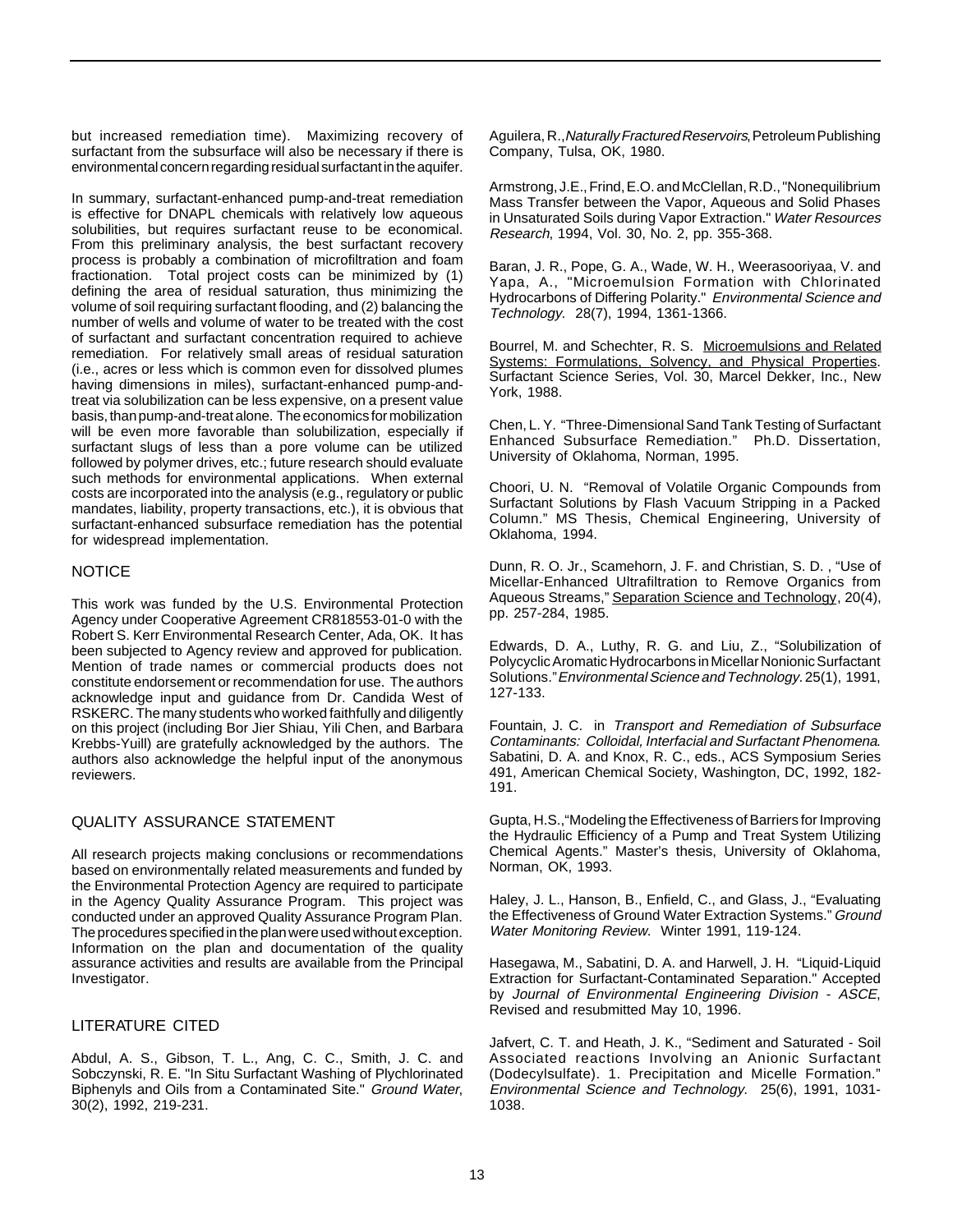but increased remediation time). Maximizing recovery of surfactant from the subsurface will also be necessary if there is environmental concern regarding residual surfactant in the aquifer.

In summary, surfactant-enhanced pump-and-treat remediation is effective for DNAPL chemicals with relatively low aqueous solubilities, but requires surfactant reuse to be economical. From this preliminary analysis, the best surfactant recovery process is probably a combination of microfiltration and foam fractionation. Total project costs can be minimized by (1) defining the area of residual saturation, thus minimizing the volume of soil requiring surfactant flooding, and (2) balancing the number of wells and volume of water to be treated with the cost of surfactant and surfactant concentration required to achieve remediation. For relatively small areas of residual saturation (i.e., acres or less which is common even for dissolved plumes having dimensions in miles), surfactant-enhanced pump-and-treat via solubilization can be less expensive, on a present value basis, than pump-and-treat alone. The economics for mobilization will be even more favorable than solubilization, especially if surfactant slugs of less than a pore volume can be utilized followed by polymer drives, etc.; future research should evaluate such methods for environmental applications. When external costs are incorporated into the analysis (e.g., regulatory or public mandates, liability, property transactions, etc.), it is obvious that surfactant-enhanced subsurface remediation has the potential for widespread implementation.

## NOTICE

This work was funded by the U.S. Environmental Protection Agency under Cooperative Agreement CR818553-01-0 with the Robert S. Kerr Environmental Research Center, Ada, OK. It has been subjected to Agency review and approved for publication. Mention of trade names or commercial products does not constitute endorsement or recommendation for use. The authors acknowledge input and guidance from Dr. Candida West of RSKERC. The many students who worked faithfully and diligently on this project (including Bor Jier Shiau, Yili Chen, and Barbara Krebbs-Yuill) are gratefully acknowledged by the authors. The authors also acknowledge the helpful input of the anonymous reviewers.

## QUALITY ASSURANCE STATEMENT

All research projects making conclusions or recommendations based on environmentally related measurements and funded by the Environmental Protection Agency are required to participate in the Agency Quality Assurance Program. This project was conducted under an approved Quality Assurance Program Plan. The procedures specified in the plan were used without exception. Information on the plan and documentation of the quality assurance activities and results are available from the Principal Investigator.

## LITERATURE CITED

Abdul, A. S., Gibson, T. L., Ang, C. C., Smith, J. C. and Sobczynski, R. E. "In Situ Surfactant Washing of Plychlorinated Biphenyls and Oils from a Contaminated Site." *Ground Water*, 30(2), 1992, 219-231.

Aguilera, R., *Naturally Fractured Reservoirs*, Petroleum Publishing Company, Tulsa, OK, 1980.

Armstrong, J.E., Frind, E.O. and McClellan, R.D., "Nonequilibrium Mass Transfer between the Vapor, Aqueous and Solid Phases in Unsaturated Soils during Vapor Extraction." *Water Resources Research*, 1994, Vol. 30, No. 2, pp. 355-368.

Baran, J. R., Pope, G. A., Wade, W. H., Weerasooriyaa, V. and Yapa, A., "Microemulsion Formation with Chlorinated Hydrocarbons of Differing Polarity." *Environmental Science and Technology*. 28(7), 1994, 1361-1366.

Bourrel, M. and Schechter, R. S. Microemulsions and Related Systems: Formulations, Solvency, and Physical Properties. Surfactant Science Series, Vol. 30, Marcel Dekker, Inc., New York, 1988.

Chen, L. Y. "Three-Dimensional Sand Tank Testing of Surfactant Enhanced Subsurface Remediation." Ph.D. Dissertation, University of Oklahoma, Norman, 1995.

Choori, U. N. "Removal of Volatile Organic Compounds from Surfactant Solutions by Flash Vacuum Stripping in a Packed Column." MS Thesis, Chemical Engineering, University of Oklahoma, 1994.

Dunn, R. O. Jr., Scamehorn, J. F. and Christian, S. D. , "Use of Micellar-Enhanced Ultrafiltration to Remove Organics from Aqueous Streams," Separation Science and Technology, 20(4), pp. 257-284, 1985.

Edwards, D. A., Luthy, R. G. and Liu, Z., "Solubilization of Polycyclic Aromatic Hydrocarbons in Micellar Nonionic Surfactant Solutions." *Environmental Science and Technology*. 25(1), 1991, 127-133.

Fountain, J. C. in *Transport and Remediation of Subsurface Contaminants: Colloidal, Interfacial and Surfactant Phenomena*. Sabatini, D. A. and Knox, R. C., eds., ACS Symposium Series 491, American Chemical Society, Washington, DC, 1992, 182-191.

Gupta, H.S.,"Modeling the Effectiveness of Barriers for Improving the Hydraulic Efficiency of a Pump and Treat System Utilizing Chemical Agents." Master's thesis, University of Oklahoma, Norman, OK, 1993.

Haley, J. L., Hanson, B., Enfield, C., and Glass, J., "Evaluating the Effectiveness of Ground Water Extraction Systems." *Ground Water Monitoring Review*. Winter 1991, 119-124.

Hasegawa, M., Sabatini, D. A. and Harwell, J. H. "Liquid-Liquid Extraction for Surfactant-Contaminated Separation." Accepted by *Journal of Environmental Engineering Division - ASCE*, Revised and resubmitted May 10, 1996.

Jafvert, C. T. and Heath, J. K., "Sediment and Saturated - Soil Associated reactions Involving an Anionic Surfactant (Dodecylsulfate). 1. Precipitation and Micelle Formation." *Environmental Science and Technology*. 25(6), 1991, 1031-1038.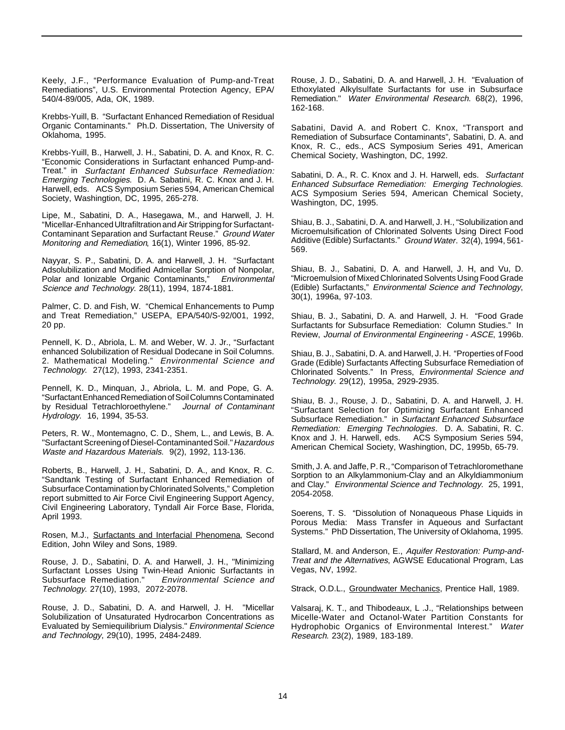Keely, J.F., "Performance Evaluation of Pump-and-Treat Remediations", U.S. Environmental Protection Agency, EPA/ 540/4-89/005, Ada, OK, 1989.

Krebbs-Yuill, B. "Surfactant Enhanced Remediation of Residual Organic Contaminants." Ph.D. Dissertation, The University of Oklahoma, 1995.

Krebbs-Yuill, B., Harwell, J. H., Sabatini, D. A. and Knox, R. C. "Economic Considerations in Surfactant enhanced Pump-and-Treat." in *Surfactant Enhanced Subsurface Remediation: Emerging Technologies*. D. A. Sabatini, R. C. Knox and J. H. Harwell, eds. ACS Symposium Series 594, American Chemical Society, Washingtion, DC, 1995, 265-278.

Lipe, M., Sabatini, D. A., Hasegawa, M., and Harwell, J. H. "Micellar-Enhanced Ultrafiltration and Air Stripping for Surfactant-Contaminant Separation and Surfactant Reuse." *Ground Water Monitoring and Remediation*, 16(1), Winter 1996, 85-92.

Nayyar, S. P., Sabatini, D. A. and Harwell, J. H. "Surfactant Adsolubilization and Modified Admicellar Sorption of Nonpolar, Polar and Ionizable Organic Contaminants," *Environmental Science and Technology.* 28(11), 1994, 1874-1881.

Palmer, C. D. and Fish, W. "Chemical Enhancements to Pump and Treat Remediation," USEPA, EPA/540/S-92/001, 1992, 20 pp.

Pennell, K. D., Abriola, L. M. and Weber, W. J. Jr., "Surfactant enhanced Solubilization of Residual Dodecane in Soil Columns. 2. Mathematical Modeling." *Environmental Science and Technology.* 27(12), 1993, 2341-2351.

Pennell, K. D., Minquan, J., Abriola, L. M. and Pope, G. A. "Surfactant Enhanced Remediation of Soil Columns Contaminated by Residual Tetrachloroethylene." *Journal of Contaminant Hydrology*. 16, 1994, 35-53.

Peters, R. W., Montemagno, C. D., Shem, L., and Lewis, B. A. "Surfactant Screening of Diesel-Contaminanted Soil." *Hazardous Waste and Hazardous Materials.* 9(2), 1992, 113-136.

Roberts, B., Harwell, J. H., Sabatini, D. A., and Knox, R. C. "Sandtank Testing of Surfactant Enhanced Remediation of Subsurface Contamination by Chlorinated Solvents," Completion report submitted to Air Force Civil Engineering Support Agency, Civil Engineering Laboratory, Tyndall Air Force Base, Florida, April 1993.

Rosen, M.J., Surfactants and Interfacial Phenomena, Second Edition, John Wiley and Sons, 1989.

Rouse, J. D., Sabatini, D. A. and Harwell, J. H., "Minimizing Surfactant Losses Using Twin-Head Anionic Surfactants in Subsurface Remediation." *Environmental Science and Technology.* 27(10), 1993, 2072-2078.

Rouse, J. D., Sabatini, D. A. and Harwell, J. H. "Micellar Solubilization of Unsaturated Hydrocarbon Concentrations as Evaluated by Semiequilibrium Dialysis." *Environmental Science and Technology*, 29(10), 1995, 2484-2489.

Rouse, J. D., Sabatini, D. A. and Harwell, J. H. "Evaluation of Ethoxylated Alkylsulfate Surfactants for use in Subsurface Remediation." *Water Environmental Research*. 68(2), 1996, 162-168.

Sabatini, David A. and Robert C. Knox, "Transport and Remediation of Subsurface Contaminants", Sabatini, D. A. and Knox, R. C., eds., ACS Symposium Series 491, American Chemical Society, Washington, DC, 1992.

Sabatini, D. A., R. C. Knox and J. H. Harwell, eds. *Surfactant Enhanced Subsurface Remediation: Emerging Technologies*. ACS Symposium Series 594, American Chemical Society, Washington, DC, 1995.

Shiau, B. J., Sabatini, D. A. and Harwell, J. H., "Solubilization and Microemulsification of Chlorinated Solvents Using Direct Food Additive (Edible) Surfactants." *Ground Water*. 32(4), 1994, 561-569.

Shiau, B. J., Sabatini, D. A. and Harwell, J. H, and Vu, D. "Microemulsion of Mixed Chlorinated Solvents Using Food Grade (Edible) Surfactants," *Environmental Science and Technology*, 30(1), 1996a, 97-103.

Shiau, B. J., Sabatini, D. A. and Harwell, J. H. "Food Grade Surfactants for Subsurface Remediation: Column Studies." In Review, *Journal of Environmental Engineering - ASCE*, 1996b.

Shiau, B. J., Sabatini, D. A. and Harwell, J. H. "Properties of Food Grade (Edible) Surfactants Affecting Subsurface Remediation of Chlorinated Solvents." In Press, *Environmental Science and Technology.* 29(12), 1995a, 2929-2935.

Shiau, B. J., Rouse, J. D., Sabatini, D. A. and Harwell, J. H. "Surfactant Selection for Optimizing Surfactant Enhanced Subsurface Remediation." in *Surfactant Enhanced Subsurface Remediation: Emerging Technologies*. D. A. Sabatini, R. C. Knox and J. H. Harwell, eds. ACS Symposium Series 594, American Chemical Society, Washingtion, DC, 1995b, 65-79.

Smith, J. A. and Jaffe, P. R., "Comparison of Tetrachloromethane Sorption to an Alkylammonium-Clay and an Alkyldiammonium and Clay." *Environmental Science and Technology.* 25, 1991, 2054-2058.

Soerens, T. S. "Dissolution of Nonaqueous Phase Liquids in Porous Media: Mass Transfer in Aqueous and Surfactant Systems." PhD Dissertation, The University of Oklahoma, 1995.

Stallard, M. and Anderson, E., *Aquifer Restoration: Pump-and-Treat and the Alternatives*, AGWSE Educational Program, Las Vegas, NV, 1992.

Strack, O.D.L., Groundwater Mechanics, Prentice Hall, 1989.

Valsaraj, K. T., and Thibodeaux, L .J., "Relationships between Micelle-Water and Octanol-Water Partition Constants for Hydrophobic Organics of Environmental Interest." *Water Research.* 23(2), 1989, 183-189.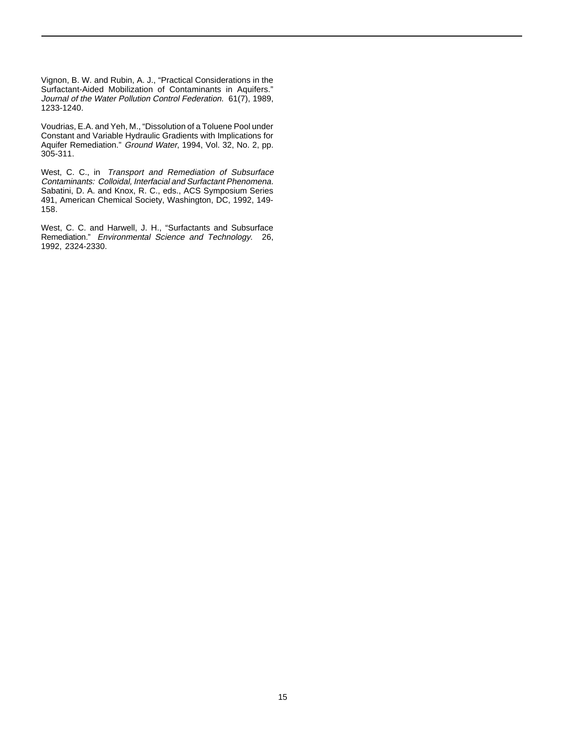Vignon, B. W. and Rubin, A. J., "Practical Considerations in the Surfactant-Aided Mobilization of Contaminants in Aquifers." *Journal of the Water Pollution Control Federation.* 61(7), 1989, 1233-1240.

Voudrias, E.A. and Yeh, M., "Dissolution of a Toluene Pool under Constant and Variable Hydraulic Gradients with Implications for Aquifer Remediation." *Ground Water*, 1994, Vol. 32, No. 2, pp. 305-311.

West, C. C., in *Transport and Remediation of Subsurface Contaminants: Colloidal, Interfacial and Surfactant Phenomena.* Sabatini, D. A. and Knox, R. C., eds., ACS Symposium Series 491, American Chemical Society, Washington, DC, 1992, 149-158.

West, C. C. and Harwell, J. H., "Surfactants and Subsurface Remediation." *Environmental Science and Technology.* 26, 1992, 2324-2330.